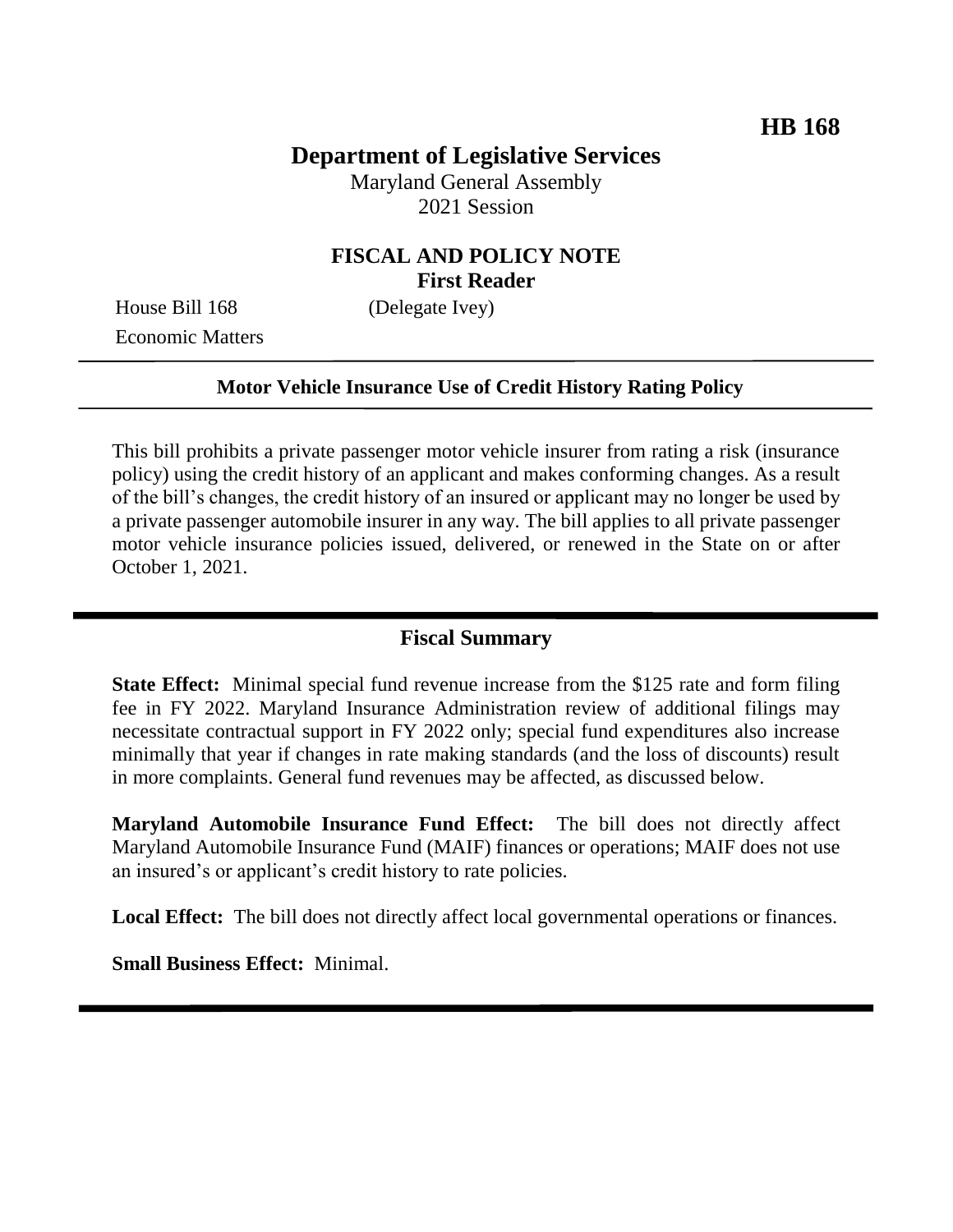**HB 168**

# Department of Legislative Services

Maryland General Assembly
2021 Session

## FISCAL AND POLICY NOTE
**First Reader**

House Bill 168 (Delegate Ivey)
Economic Matters

---

**Motor Vehicle Insurance Use of Credit History Rating Policy**

---

This bill prohibits a private passenger motor vehicle insurer from rating a risk (insurance policy) using the credit history of an applicant and makes conforming changes. As a result of the bill's changes, the credit history of an insured or applicant may no longer be used by a private passenger automobile insurer in any way. The bill applies to all private passenger motor vehicle insurance policies issued, delivered, or renewed in the State on or after October 1, 2021.

---

## Fiscal Summary

**State Effect:** Minimal special fund revenue increase from the $125 rate and form filing fee in FY 2022. Maryland Insurance Administration review of additional filings may necessitate contractual support in FY 2022 only; special fund expenditures also increase minimally that year if changes in rate making standards (and the loss of discounts) result in more complaints. General fund revenues may be affected, as discussed below.

**Maryland Automobile Insurance Fund Effect:** The bill does not directly affect Maryland Automobile Insurance Fund (MAIF) finances or operations; MAIF does not use an insured's or applicant's credit history to rate policies.

**Local Effect:** The bill does not directly affect local governmental operations or finances.

**Small Business Effect:** Minimal.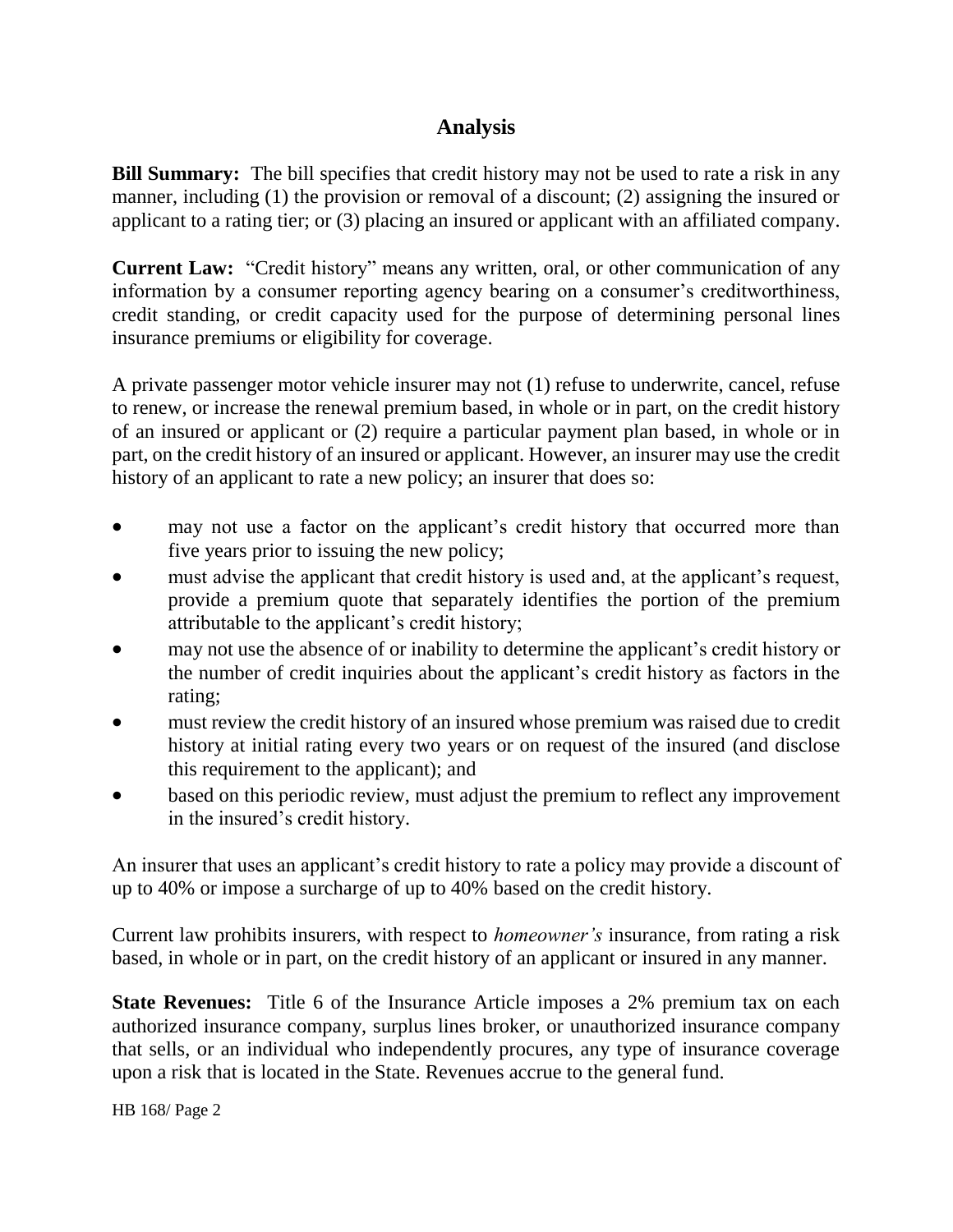## Analysis

**Bill Summary:** The bill specifies that credit history may not be used to rate a risk in any manner, including (1) the provision or removal of a discount; (2) assigning the insured or applicant to a rating tier; or (3) placing an insured or applicant with an affiliated company.

**Current Law:** "Credit history" means any written, oral, or other communication of any information by a consumer reporting agency bearing on a consumer's creditworthiness, credit standing, or credit capacity used for the purpose of determining personal lines insurance premiums or eligibility for coverage.

A private passenger motor vehicle insurer may not (1) refuse to underwrite, cancel, refuse to renew, or increase the renewal premium based, in whole or in part, on the credit history of an insured or applicant or (2) require a particular payment plan based, in whole or in part, on the credit history of an insured or applicant. However, an insurer may use the credit history of an applicant to rate a new policy; an insurer that does so:

- may not use a factor on the applicant's credit history that occurred more than five years prior to issuing the new policy;
- must advise the applicant that credit history is used and, at the applicant's request, provide a premium quote that separately identifies the portion of the premium attributable to the applicant's credit history;
- may not use the absence of or inability to determine the applicant's credit history or the number of credit inquiries about the applicant's credit history as factors in the rating;
- must review the credit history of an insured whose premium was raised due to credit history at initial rating every two years or on request of the insured (and disclose this requirement to the applicant); and
- based on this periodic review, must adjust the premium to reflect any improvement in the insured's credit history.

An insurer that uses an applicant's credit history to rate a policy may provide a discount of up to 40% or impose a surcharge of up to 40% based on the credit history.

Current law prohibits insurers, with respect to *homeowner's* insurance, from rating a risk based, in whole or in part, on the credit history of an applicant or insured in any manner.

**State Revenues:** Title 6 of the Insurance Article imposes a 2% premium tax on each authorized insurance company, surplus lines broker, or unauthorized insurance company that sells, or an individual who independently procures, any type of insurance coverage upon a risk that is located in the State. Revenues accrue to the general fund.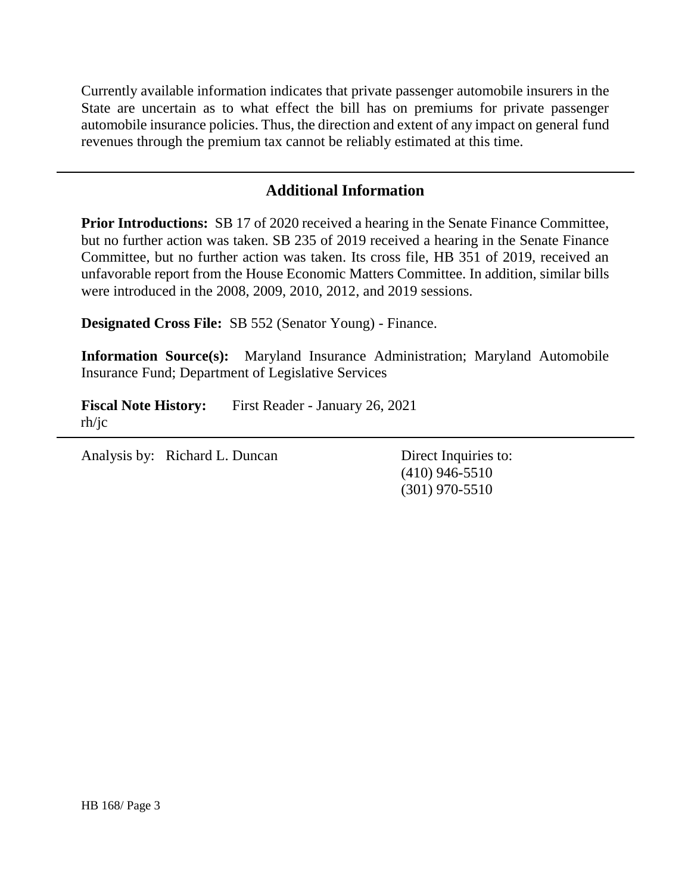Currently available information indicates that private passenger automobile insurers in the State are uncertain as to what effect the bill has on premiums for private passenger automobile insurance policies. Thus, the direction and extent of any impact on general fund revenues through the premium tax cannot be reliably estimated at this time.

---

## Additional Information

**Prior Introductions:** SB 17 of 2020 received a hearing in the Senate Finance Committee, but no further action was taken. SB 235 of 2019 received a hearing in the Senate Finance Committee, but no further action was taken. Its cross file, HB 351 of 2019, received an unfavorable report from the House Economic Matters Committee. In addition, similar bills were introduced in the 2008, 2009, 2010, 2012, and 2019 sessions.

**Designated Cross File:** SB 552 (Senator Young) - Finance.

**Information Source(s):** Maryland Insurance Administration; Maryland Automobile Insurance Fund; Department of Legislative Services

**Fiscal Note History:** First Reader - January 26, 2021
rh/jc

---

Analysis by: Richard L. Duncan

Direct Inquiries to:
(410) 946-5510
(301) 970-5510